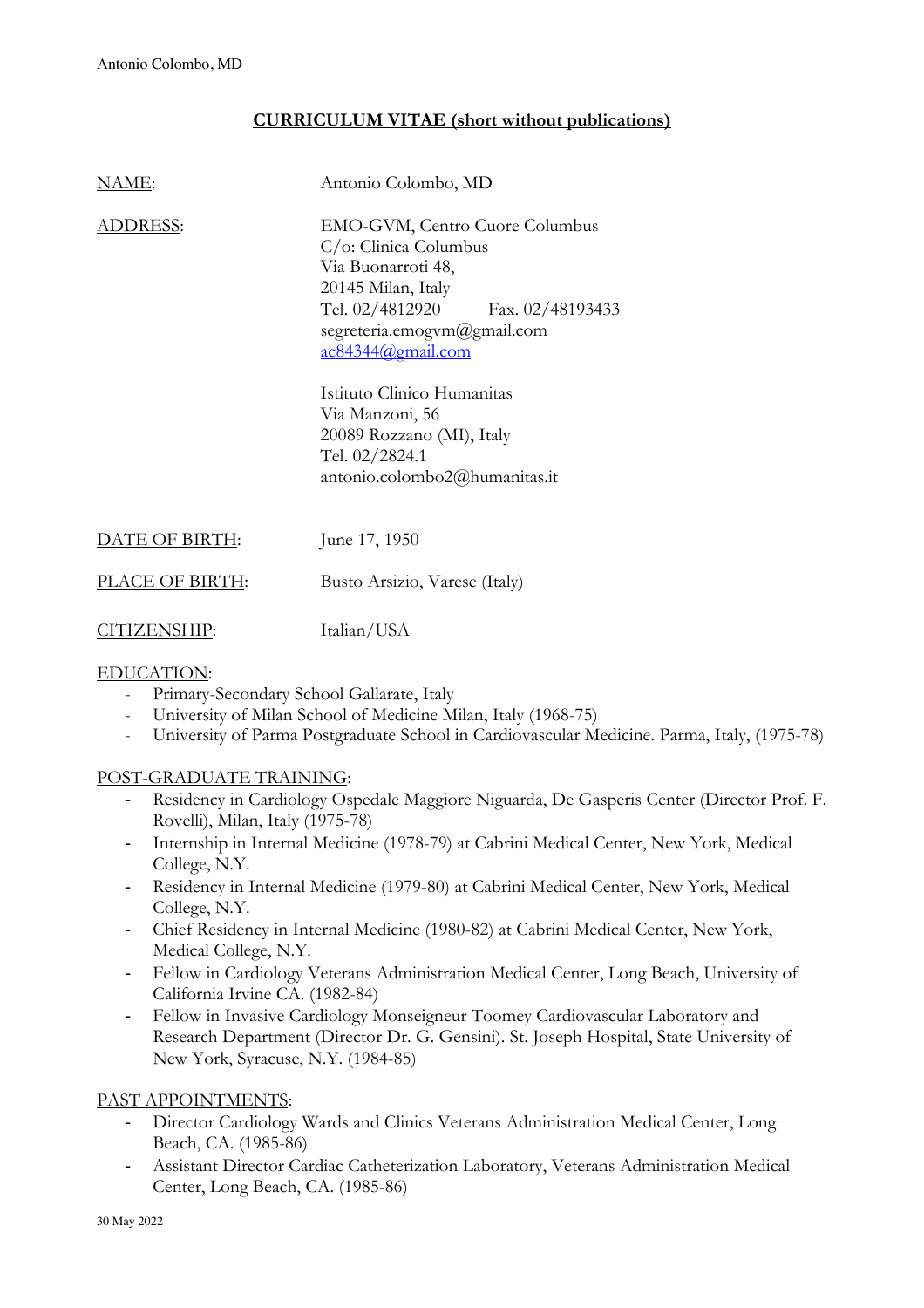# CURRICULUM VITAE (short without publications)

NAME: Antonio Colombo, MD

ADDRESS:
EMO-GVM, Centro Cuore Columbus
C/o: Clinica Columbus
Via Buonarroti 48,
20145 Milan, Italy
Tel. 02/4812920 Fax. 02/48193433
segreteria.emogvm@gmail.com
ac84344@gmail.com

Istituto Clinico Humanitas
Via Manzoni, 56
20089 Rozzano (MI), Italy
Tel. 02/2824.1
antonio.colombo2@humanitas.it

DATE OF BIRTH: June 17, 1950

PLACE OF BIRTH: Busto Arsizio, Varese (Italy)

CITIZENSHIP: Italian/USA

## EDUCATION:

- Primary-Secondary School Gallarate, Italy
- University of Milan School of Medicine Milan, Italy (1968-75)
- University of Parma Postgraduate School in Cardiovascular Medicine. Parma, Italy, (1975-78)

## POST-GRADUATE TRAINING:

- Residency in Cardiology Ospedale Maggiore Niguarda, De Gasperis Center (Director Prof. F. Rovelli), Milan, Italy (1975-78)
- Internship in Internal Medicine (1978-79) at Cabrini Medical Center, New York, Medical College, N.Y.
- Residency in Internal Medicine (1979-80) at Cabrini Medical Center, New York, Medical College, N.Y.
- Chief Residency in Internal Medicine (1980-82) at Cabrini Medical Center, New York, Medical College, N.Y.
- Fellow in Cardiology Veterans Administration Medical Center, Long Beach, University of California Irvine CA. (1982-84)
- Fellow in Invasive Cardiology Monseigneur Toomey Cardiovascular Laboratory and Research Department (Director Dr. G. Gensini). St. Joseph Hospital, State University of New York, Syracuse, N.Y. (1984-85)

## PAST APPOINTMENTS:

- Director Cardiology Wards and Clinics Veterans Administration Medical Center, Long Beach, CA. (1985-86)
- Assistant Director Cardiac Catheterization Laboratory, Veterans Administration Medical Center, Long Beach, CA. (1985-86)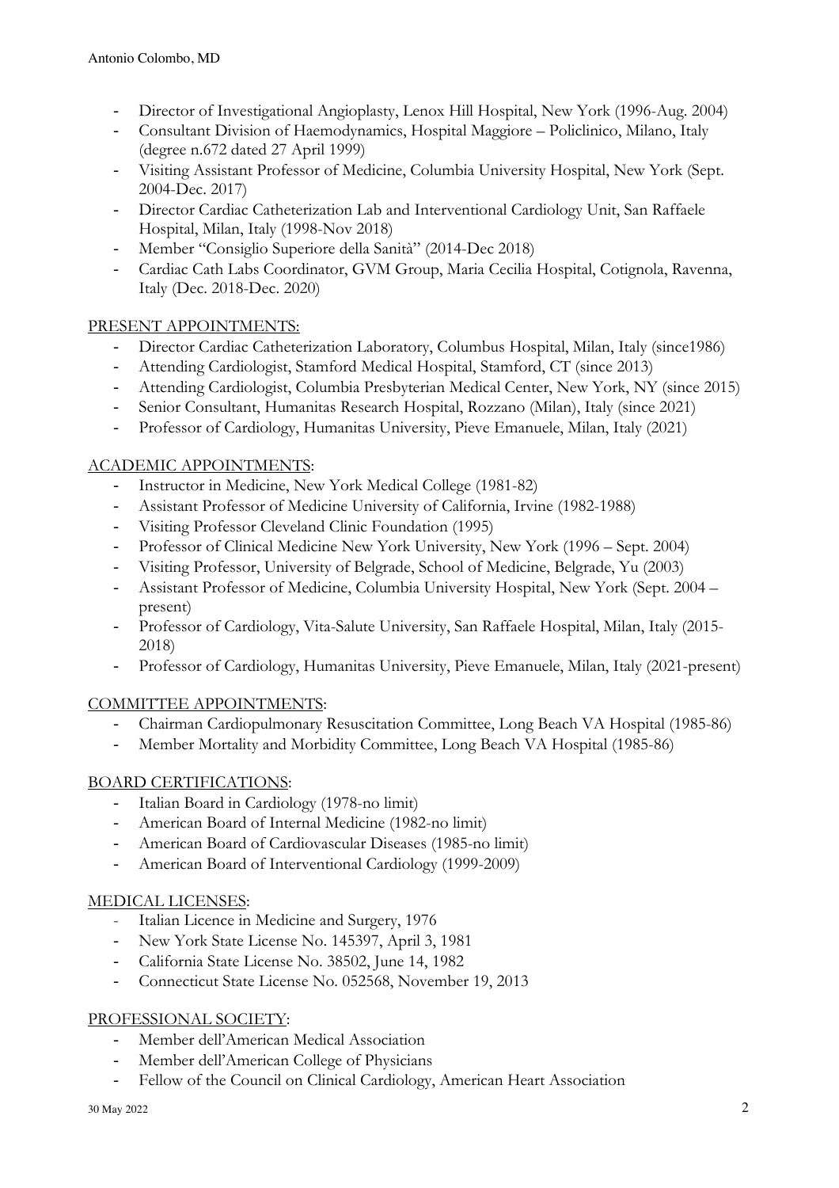- Director of Investigational Angioplasty, Lenox Hill Hospital, New York (1996-Aug. 2004)
- Consultant Division of Haemodynamics, Hospital Maggiore – Policlinico, Milano, Italy (degree n.672 dated 27 April 1999)
- Visiting Assistant Professor of Medicine, Columbia University Hospital, New York (Sept. 2004-Dec. 2017)
- Director Cardiac Catheterization Lab and Interventional Cardiology Unit, San Raffaele Hospital, Milan, Italy (1998-Nov 2018)
- Member "Consiglio Superiore della Sanità" (2014-Dec 2018)
- Cardiac Cath Labs Coordinator, GVM Group, Maria Cecilia Hospital, Cotignola, Ravenna, Italy (Dec. 2018-Dec. 2020)

## PRESENT APPOINTMENTS:

- Director Cardiac Catheterization Laboratory, Columbus Hospital, Milan, Italy (since1986)
- Attending Cardiologist, Stamford Medical Hospital, Stamford, CT (since 2013)
- Attending Cardiologist, Columbia Presbyterian Medical Center, New York, NY (since 2015)
- Senior Consultant, Humanitas Research Hospital, Rozzano (Milan), Italy (since 2021)
- Professor of Cardiology, Humanitas University, Pieve Emanuele, Milan, Italy (2021)

## ACADEMIC APPOINTMENTS:

- Instructor in Medicine, New York Medical College (1981-82)
- Assistant Professor of Medicine University of California, Irvine (1982-1988)
- Visiting Professor Cleveland Clinic Foundation (1995)
- Professor of Clinical Medicine New York University, New York (1996 – Sept. 2004)
- Visiting Professor, University of Belgrade, School of Medicine, Belgrade, Yu (2003)
- Assistant Professor of Medicine, Columbia University Hospital, New York (Sept. 2004 – present)
- Professor of Cardiology, Vita-Salute University, San Raffaele Hospital, Milan, Italy (2015-2018)
- Professor of Cardiology, Humanitas University, Pieve Emanuele, Milan, Italy (2021-present)

## COMMITTEE APPOINTMENTS:

- Chairman Cardiopulmonary Resuscitation Committee, Long Beach VA Hospital (1985-86)
- Member Mortality and Morbidity Committee, Long Beach VA Hospital (1985-86)

## BOARD CERTIFICATIONS:

- Italian Board in Cardiology (1978-no limit)
- American Board of Internal Medicine (1982-no limit)
- American Board of Cardiovascular Diseases (1985-no limit)
- American Board of Interventional Cardiology (1999-2009)

## MEDICAL LICENSES:

- Italian Licence in Medicine and Surgery, 1976
- New York State License No. 145397, April 3, 1981
- California State License No. 38502, June 14, 1982
- Connecticut State License No. 052568, November 19, 2013

## PROFESSIONAL SOCIETY:

- Member dell'American Medical Association
- Member dell'American College of Physicians
- Fellow of the Council on Clinical Cardiology, American Heart Association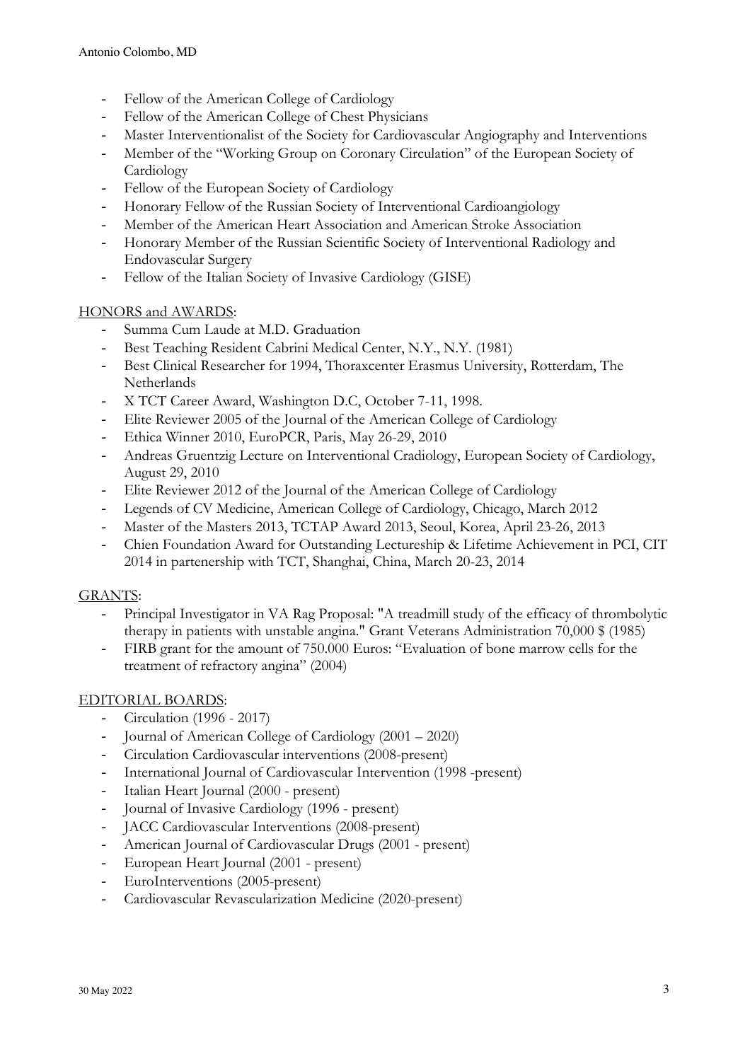- Fellow of the American College of Cardiology
- Fellow of the American College of Chest Physicians
- Master Interventionalist of the Society for Cardiovascular Angiography and Interventions
- Member of the "Working Group on Coronary Circulation" of the European Society of Cardiology
- Fellow of the European Society of Cardiology
- Honorary Fellow of the Russian Society of Interventional Cardioangiology
- Member of the American Heart Association and American Stroke Association
- Honorary Member of the Russian Scientific Society of Interventional Radiology and Endovascular Surgery
- Fellow of the Italian Society of Invasive Cardiology (GISE)

## HONORS and AWARDS:

- Summa Cum Laude at M.D. Graduation
- Best Teaching Resident Cabrini Medical Center, N.Y., N.Y. (1981)
- Best Clinical Researcher for 1994, Thoraxcenter Erasmus University, Rotterdam, The Netherlands
- X TCT Career Award, Washington D.C, October 7-11, 1998.
- Elite Reviewer 2005 of the Journal of the American College of Cardiology
- Ethica Winner 2010, EuroPCR, Paris, May 26-29, 2010
- Andreas Gruentzig Lecture on Interventional Cradiology, European Society of Cardiology, August 29, 2010
- Elite Reviewer 2012 of the Journal of the American College of Cardiology
- Legends of CV Medicine, American College of Cardiology, Chicago, March 2012
- Master of the Masters 2013, TCTAP Award 2013, Seoul, Korea, April 23-26, 2013
- Chien Foundation Award for Outstanding Lectureship & Lifetime Achievement in PCI, CIT 2014 in partenership with TCT, Shanghai, China, March 20-23, 2014

## GRANTS:

- Principal Investigator in VA Rag Proposal: "A treadmill study of the efficacy of thrombolytic therapy in patients with unstable angina." Grant Veterans Administration 70,000 $ (1985)
- FIRB grant for the amount of 750.000 Euros: "Evaluation of bone marrow cells for the treatment of refractory angina" (2004)

## EDITORIAL BOARDS:

- Circulation (1996 - 2017)
- Journal of American College of Cardiology (2001 – 2020)
- Circulation Cardiovascular interventions (2008-present)
- International Journal of Cardiovascular Intervention (1998 -present)
- Italian Heart Journal (2000 - present)
- Journal of Invasive Cardiology (1996 - present)
- JACC Cardiovascular Interventions (2008-present)
- American Journal of Cardiovascular Drugs (2001 - present)
- European Heart Journal (2001 - present)
- EuroInterventions (2005-present)
- Cardiovascular Revascularization Medicine (2020-present)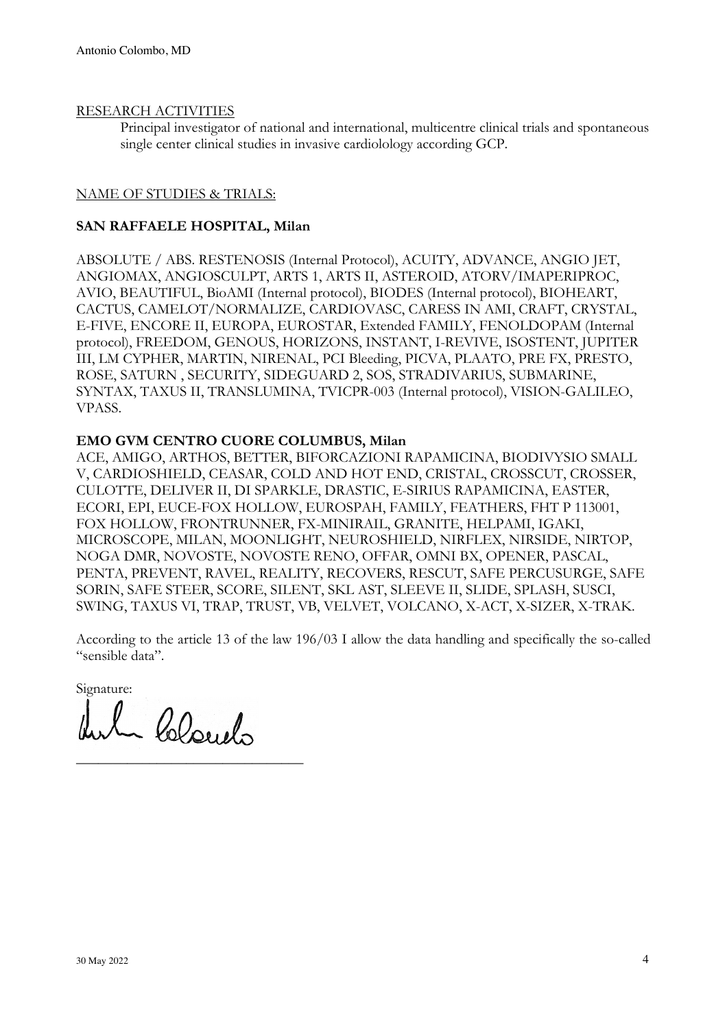RESEARCH ACTIVITIES

Principal investigator of national and international, multicentre clinical trials and spontaneous single center clinical studies in invasive cardiolology according GCP.

NAME OF STUDIES & TRIALS:

**SAN RAFFAELE HOSPITAL, Milan**

ABSOLUTE / ABS. RESTENOSIS (Internal Protocol), ACUITY, ADVANCE, ANGIO JET, ANGIOMAX, ANGIOSCULPT, ARTS 1, ARTS II, ASTEROID, ATORV/IMAPERIPROC, AVIO, BEAUTIFUL, BioAMI (Internal protocol), BIODES (Internal protocol), BIOHEART, CACTUS, CAMELOT/NORMALIZE, CARDIOVASC, CARESS IN AMI, CRAFT, CRYSTAL, E-FIVE, ENCORE II, EUROPA, EUROSTAR, Extended FAMILY, FENOLDOPAM (Internal protocol), FREEDOM, GENOUS, HORIZONS, INSTANT, I-REVIVE, ISOSTENT, JUPITER III, LM CYPHER, MARTIN, NIRENAL, PCI Bleeding, PICVA, PLAATO, PRE FX, PRESTO, ROSE, SATURN , SECURITY, SIDEGUARD 2, SOS, STRADIVARIUS, SUBMARINE, SYNTAX, TAXUS II, TRANSLUMINA, TVICPR-003 (Internal protocol), VISION-GALILEO, VPASS.

**EMO GVM CENTRO CUORE COLUMBUS, Milan**

ACE, AMIGO, ARTHOS, BETTER, BIFORCAZIONI RAPAMICINA, BIODIVYSIO SMALL V, CARDIOSHIELD, CEASAR, COLD AND HOT END, CRISTAL, CROSSCUT, CROSSER, CULOTTE, DELIVER II, DI SPARKLE, DRASTIC, E-SIRIUS RAPAMICINA, EASTER, ECORI, EPI, EUCE-FOX HOLLOW, EUROSPAH, FAMILY, FEATHERS, FHT P 113001, FOX HOLLOW, FRONTRUNNER, FX-MINIRAIL, GRANITE, HELPAMI, IGAKI, MICROSCOPE, MILAN, MOONLIGHT, NEUROSHIELD, NIRFLEX, NIRSIDE, NIRTOP, NOGA DMR, NOVOSTE, NOVOSTE RENO, OFFAR, OMNI BX, OPENER, PASCAL, PENTA, PREVENT, RAVEL, REALITY, RECOVERS, RESCUT, SAFE PERCUSURGE, SAFE SORIN, SAFE STEER, SCORE, SILENT, SKL AST, SLEEVE II, SLIDE, SPLASH, SUSCI, SWING, TAXUS VI, TRAP, TRUST, VB, VELVET, VOLCANO, X-ACT, X-SIZER, X-TRAK.

According to the article 13 of the law 196/03 I allow the data handling and specifically the so-called "sensible data".

Signature:

_______________________________